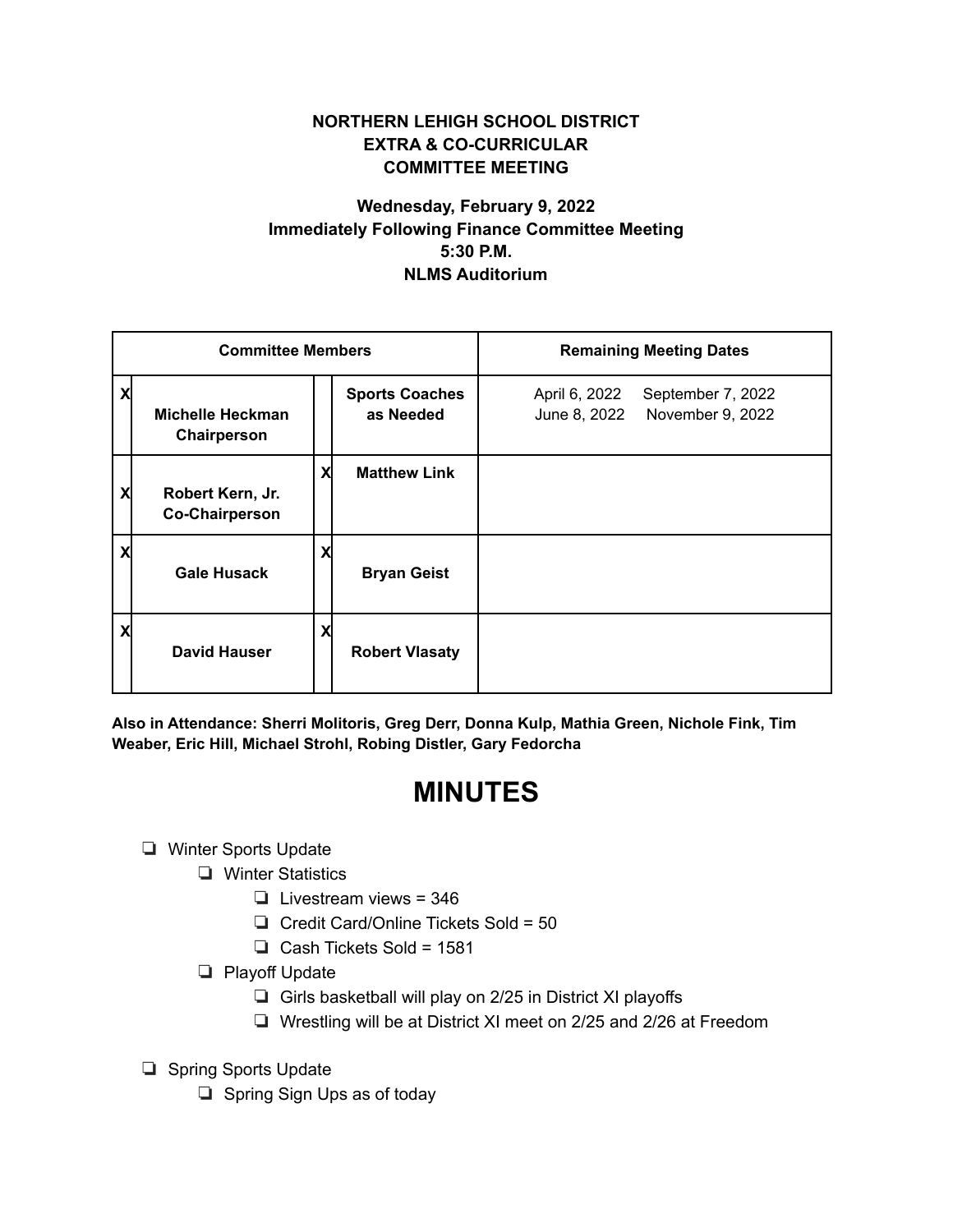**NORTHERN LEHIGH SCHOOL DISTRICT**
**EXTRA & CO-CURRICULAR**
**COMMITTEE MEETING**

**Wednesday, February 9, 2022**
**Immediately Following Finance Committee Meeting**
**5:30 P.M.**
**NLMS Auditorium**

| Committee Members | | | | Remaining Meeting Dates |
|---|---|---|---|---|
| X | **Michelle Heckman Chairperson** | | **Sports Coaches as Needed** | April 6, 2022 September 7, 2022<br>June 8, 2022 November 9, 2022 |
| X | **Robert Kern, Jr. Co-Chairperson** | X | **Matthew Link** | |
| X | **Gale Husack** | X | **Bryan Geist** | |
| X | **David Hauser** | X | **Robert Vlasaty** | |

**Also in Attendance: Sherri Molitoris, Greg Derr, Donna Kulp, Mathia Green, Nichole Fink, Tim Weaber, Eric Hill, Michael Strohl, Robing Distler, Gary Fedorcha**

# MINUTES

- Winter Sports Update
  - Winter Statistics
    - Livestream views = 346
    - Credit Card/Online Tickets Sold = 50
    - Cash Tickets Sold = 1581
  - Playoff Update
    - Girls basketball will play on 2/25 in District XI playoffs
    - Wrestling will be at District XI meet on 2/25 and 2/26 at Freedom
- Spring Sports Update
  - Spring Sign Ups as of today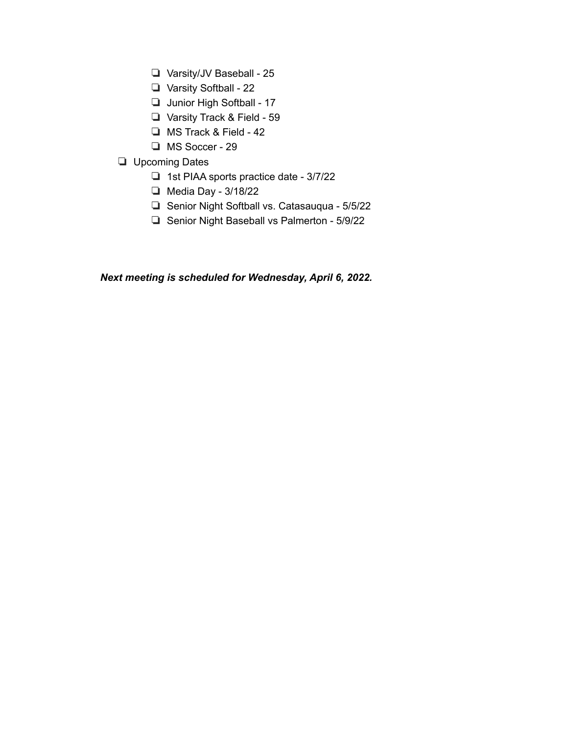- Varsity/JV Baseball - 25
    - Varsity Softball - 22
    - Junior High Softball - 17
    - Varsity Track & Field - 59
    - MS Track & Field - 42
    - MS Soccer - 29
- Upcoming Dates
    - 1st PIAA sports practice date - 3/7/22
    - Media Day - 3/18/22
    - Senior Night Softball vs. Catasauqua - 5/5/22
    - Senior Night Baseball vs Palmerton - 5/9/22

***Next meeting is scheduled for Wednesday, April 6, 2022.***